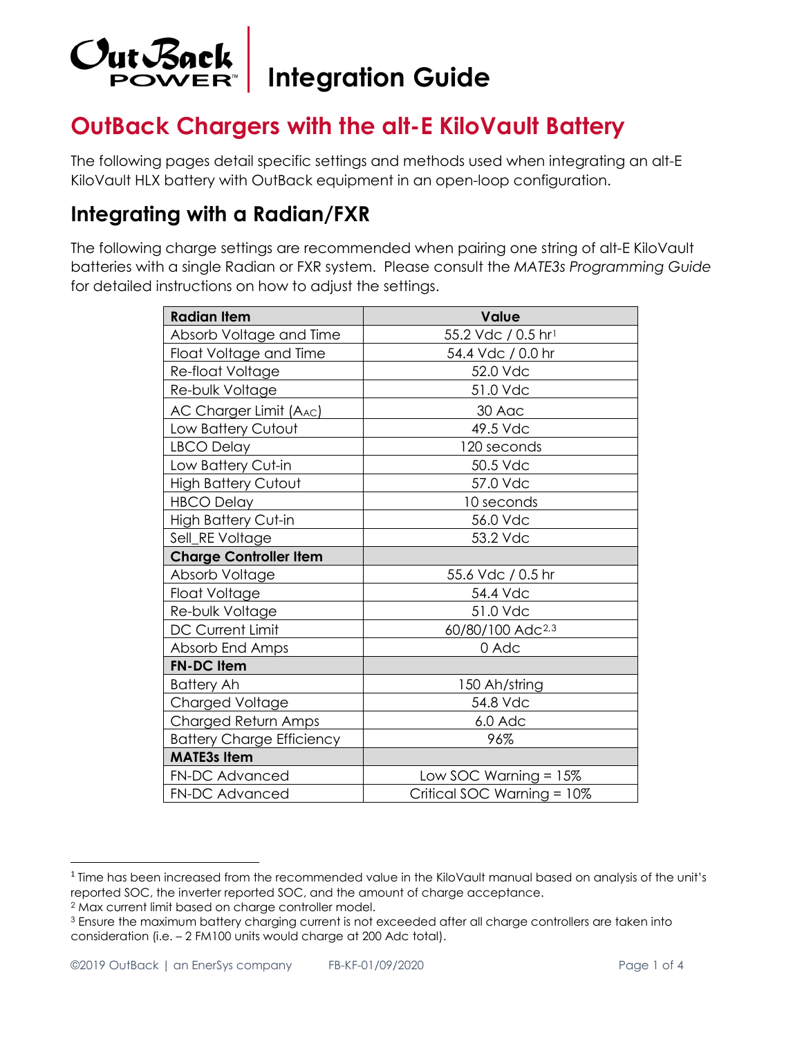# Integration Guide

## OutBack Chargers with the alt-E KiloVault Battery

The following pages detail specific settings and methods used when integrating an alt-E KiloVault HLX battery with OutBack equipment in an open-loop configuration.

## Integrating with a Radian/FXR

The following charge settings are recommended when pairing one string of alt-E KiloVault batteries with a single Radian or FXR system. Please consult the *MATE3s Programming Guide* for detailed instructions on how to adjust the settings.

| Radian Item | Value |
|---|---|
| Absorb Voltage and Time | 55.2 Vdc / 0.5 hr[1] |
| Float Voltage and Time | 54.4 Vdc / 0.0 hr |
| Re-float Voltage | 52.0 Vdc |
| Re-bulk Voltage | 51.0 Vdc |
| AC Charger Limit ($A_{AC}$) | 30 Aac |
| Low Battery Cutout | 49.5 Vdc |
| LBCO Delay | 120 seconds |
| Low Battery Cut-in | 50.5 Vdc |
| High Battery Cutout | 57.0 Vdc |
| HBCO Delay | 10 seconds |
| High Battery Cut-in | 56.0 Vdc |
| Sell_RE Voltage | 53.2 Vdc |
| **Charge Controller Item** | |
| Absorb Voltage | 55.6 Vdc / 0.5 hr |
| Float Voltage | 54.4 Vdc |
| Re-bulk Voltage | 51.0 Vdc |
| DC Current Limit | 60/80/100 Adc[2,3] |
| Absorb End Amps | 0 Adc |
| **FN-DC Item** | |
| Battery Ah | 150 Ah/string |
| Charged Voltage | 54.8 Vdc |
| Charged Return Amps | 6.0 Adc |
| Battery Charge Efficiency | 96% |
| **MATE3s Item** | |
| FN-DC Advanced | Low SOC Warning = 15% |
| FN-DC Advanced | Critical SOC Warning = 10% |

[1] Time has been increased from the recommended value in the KiloVault manual based on analysis of the unit's reported SOC, the inverter reported SOC, and the amount of charge acceptance.

[2] Max current limit based on charge controller model.

[3] Ensure the maximum battery charging current is not exceeded after all charge controllers are taken into consideration (i.e. – 2 FM100 units would charge at 200 Adc total).

©2019 OutBack | an EnerSys company FB-KF-01/09/2020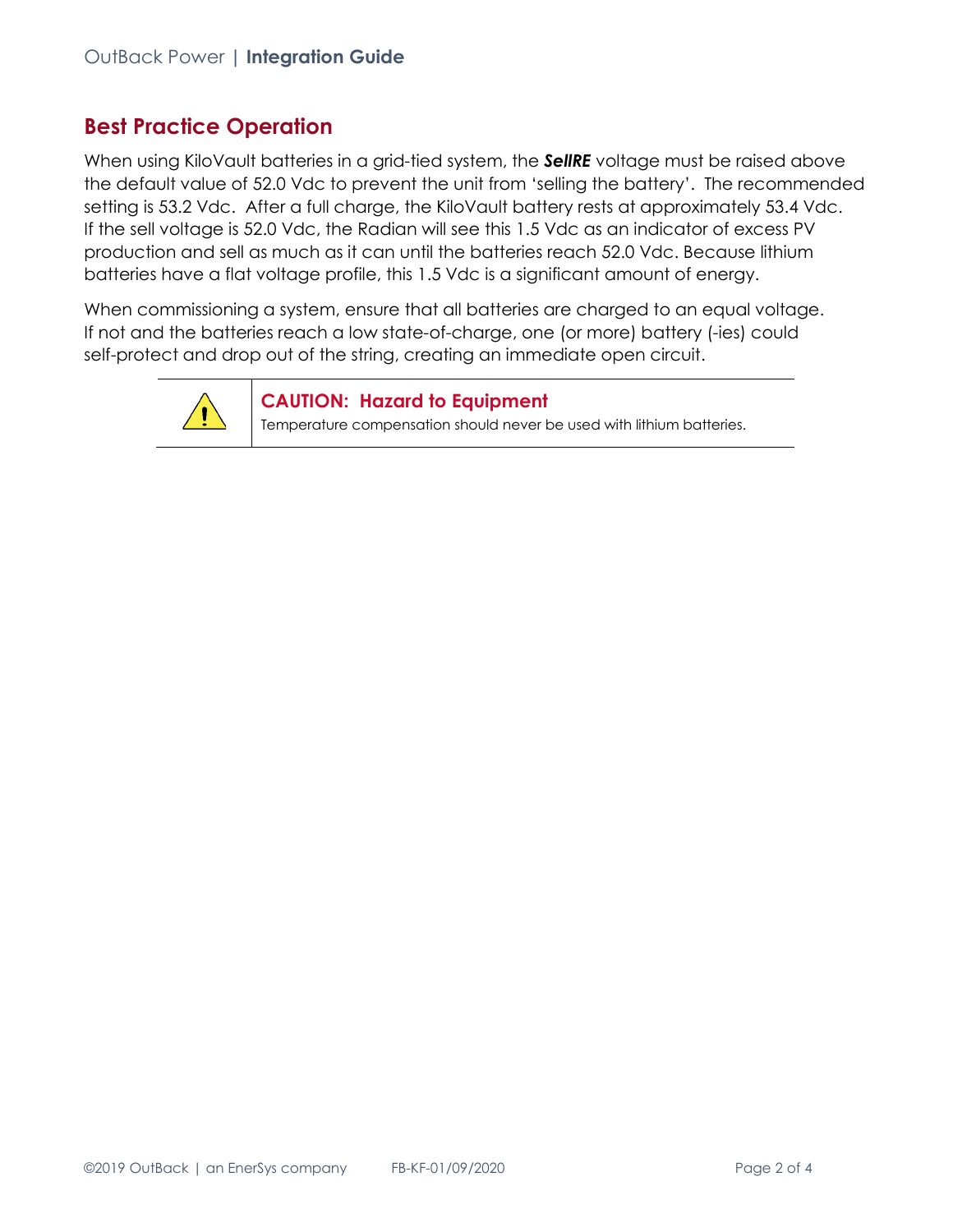## Best Practice Operation

When using KiloVault batteries in a grid-tied system, the ***SellRE*** voltage must be raised above the default value of 52.0 Vdc to prevent the unit from 'selling the battery'. The recommended setting is 53.2 Vdc. After a full charge, the KiloVault battery rests at approximately 53.4 Vdc. If the sell voltage is 52.0 Vdc, the Radian will see this 1.5 Vdc as an indicator of excess PV production and sell as much as it can until the batteries reach 52.0 Vdc. Because lithium batteries have a flat voltage profile, this 1.5 Vdc is a significant amount of energy.

When commissioning a system, ensure that all batteries are charged to an equal voltage. If not and the batteries reach a low state-of-charge, one (or more) battery (-ies) could self-protect and drop out of the string, creating an immediate open circuit.

> **CAUTION: Hazard to Equipment**
>
> Temperature compensation should never be used with lithium batteries.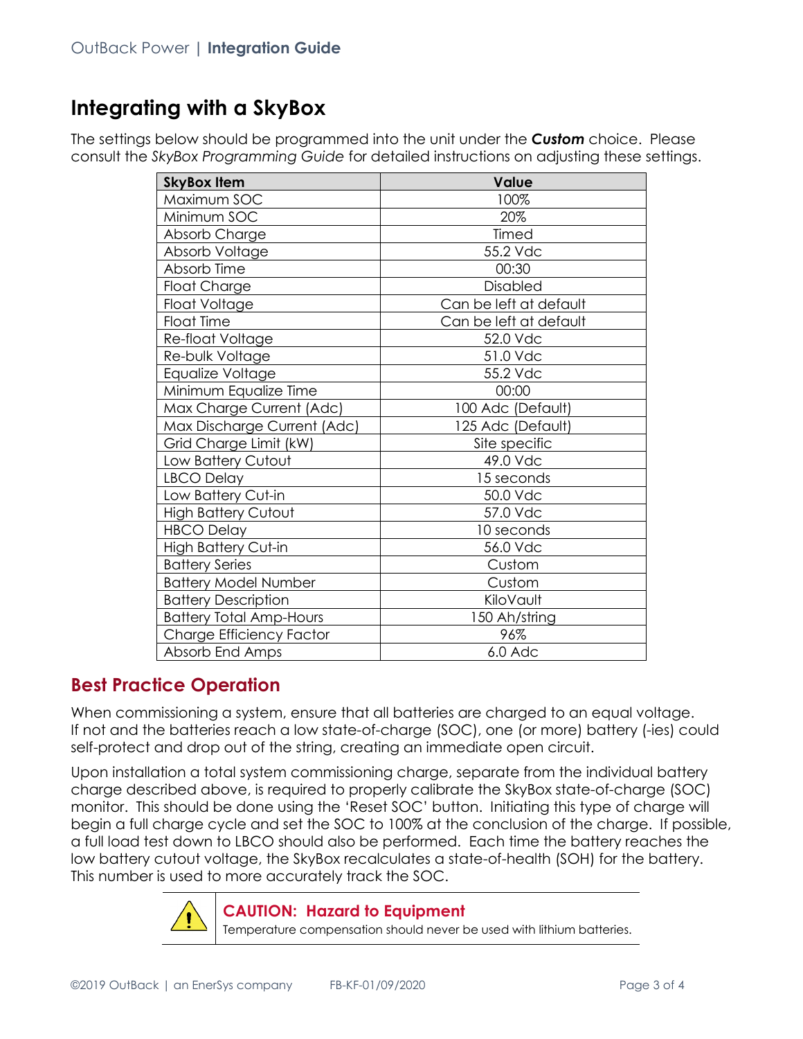# Integrating with a SkyBox

The settings below should be programmed into the unit under the ***Custom*** choice. Please consult the *SkyBox Programming Guide* for detailed instructions on adjusting these settings.

| SkyBox Item | Value |
|---|---|
| Maximum SOC | 100% |
| Minimum SOC | 20% |
| Absorb Charge | Timed |
| Absorb Voltage | 55.2 Vdc |
| Absorb Time | 00:30 |
| Float Charge | Disabled |
| Float Voltage | Can be left at default |
| Float Time | Can be left at default |
| Re-float Voltage | 52.0 Vdc |
| Re-bulk Voltage | 51.0 Vdc |
| Equalize Voltage | 55.2 Vdc |
| Minimum Equalize Time | 00:00 |
| Max Charge Current (Adc) | 100 Adc (Default) |
| Max Discharge Current (Adc) | 125 Adc (Default) |
| Grid Charge Limit (kW) | Site specific |
| Low Battery Cutout | 49.0 Vdc |
| LBCO Delay | 15 seconds |
| Low Battery Cut-in | 50.0 Vdc |
| High Battery Cutout | 57.0 Vdc |
| HBCO Delay | 10 seconds |
| High Battery Cut-in | 56.0 Vdc |
| Battery Series | Custom |
| Battery Model Number | Custom |
| Battery Description | KiloVault |
| Battery Total Amp-Hours | 150 Ah/string |
| Charge Efficiency Factor | 96% |
| Absorb End Amps | 6.0 Adc |

## Best Practice Operation

When commissioning a system, ensure that all batteries are charged to an equal voltage. If not and the batteries reach a low state-of-charge (SOC), one (or more) battery (-ies) could self-protect and drop out of the string, creating an immediate open circuit.

Upon installation a total system commissioning charge, separate from the individual battery charge described above, is required to properly calibrate the SkyBox state-of-charge (SOC) monitor. This should be done using the 'Reset SOC' button. Initiating this type of charge will begin a full charge cycle and set the SOC to 100% at the conclusion of the charge. If possible, a full load test down to LBCO should also be performed. Each time the battery reaches the low battery cutout voltage, the SkyBox recalculates a state-of-health (SOH) for the battery. This number is used to more accurately track the SOC.

**CAUTION: Hazard to Equipment**

Temperature compensation should never be used with lithium batteries.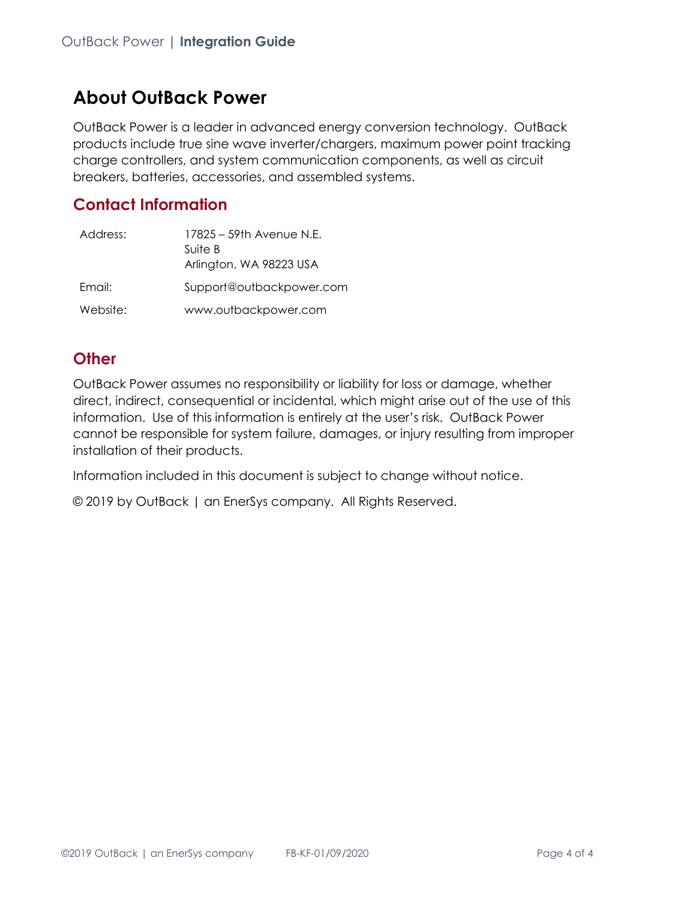# About OutBack Power

OutBack Power is a leader in advanced energy conversion technology. OutBack products include true sine wave inverter/chargers, maximum power point tracking charge controllers, and system communication components, as well as circuit breakers, batteries, accessories, and assembled systems.

## Contact Information

| | |
|---|---|
| Address: | 17825 – 59th Avenue N.E.<br>Suite B<br>Arlington, WA 98223 USA |
| Email: | Support@outbackpower.com |
| Website: | www.outbackpower.com |

## Other

OutBack Power assumes no responsibility or liability for loss or damage, whether direct, indirect, consequential or incidental, which might arise out of the use of this information. Use of this information is entirely at the user's risk. OutBack Power cannot be responsible for system failure, damages, or injury resulting from improper installation of their products.

Information included in this document is subject to change without notice.

© 2019 by OutBack | an EnerSys company. All Rights Reserved.